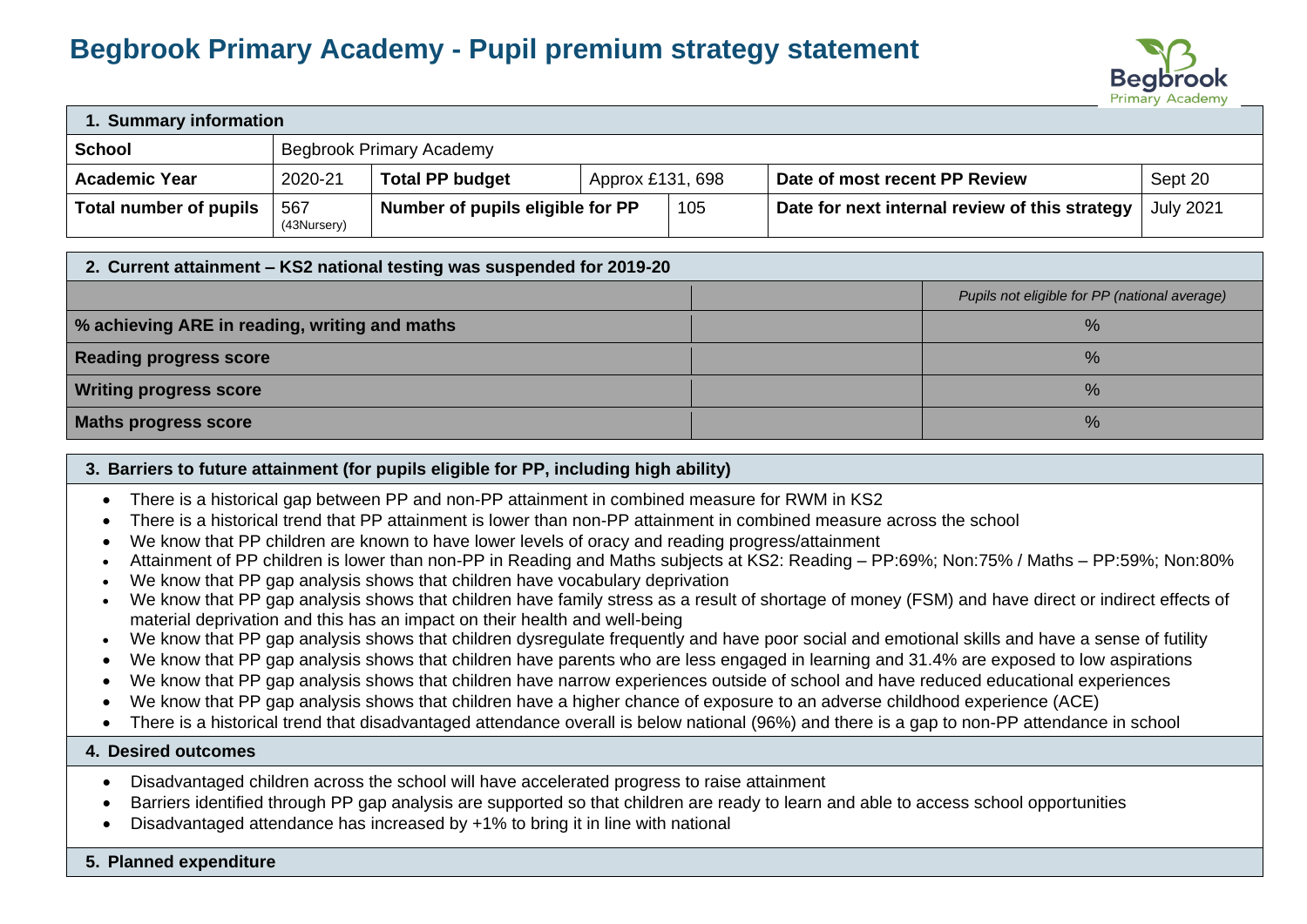# Begbrook Primary Academy - Pupil premium strategy statement

| 1. Summary information | | | | | | | |
|---|---|---|---|---|---|---|---|
| **School** | Begbrook Primary Academy | | | | | | |
| **Academic Year** | 2020-21 | **Total PP budget** | Approx £131, 698 | | **Date of most recent PP Review** | Sept 20 |
| **Total number of pupils** | 567 (43Nursery) | **Number of pupils eligible for PP** | | 105 | **Date for next internal review of this strategy** | July 2021 |

| 2. Current attainment – KS2 national testing was suspended for 2019-20 | | |
|---|---|---|
| | | *Pupils not eligible for PP (national average)* |
| **% achieving ARE in reading, writing and maths** | | % |
| **Reading progress score** | | % |
| **Writing progress score** | | % |
| **Maths progress score** | | % |

## 3. Barriers to future attainment (for pupils eligible for PP, including high ability)

- There is a historical gap between PP and non-PP attainment in combined measure for RWM in KS2
- There is a historical trend that PP attainment is lower than non-PP attainment in combined measure across the school
- We know that PP children are known to have lower levels of oracy and reading progress/attainment
- Attainment of PP children is lower than non-PP in Reading and Maths subjects at KS2: Reading – PP:69%; Non:75% / Maths – PP:59%; Non:80%
- We know that PP gap analysis shows that children have vocabulary deprivation
- We know that PP gap analysis shows that children have family stress as a result of shortage of money (FSM) and have direct or indirect effects of material deprivation and this has an impact on their health and well-being
- We know that PP gap analysis shows that children dysregulate frequently and have poor social and emotional skills and have a sense of futility
- We know that PP gap analysis shows that children have parents who are less engaged in learning and 31.4% are exposed to low aspirations
- We know that PP gap analysis shows that children have narrow experiences outside of school and have reduced educational experiences
- We know that PP gap analysis shows that children have a higher chance of exposure to an adverse childhood experience (ACE)
- There is a historical trend that disadvantaged attendance overall is below national (96%) and there is a gap to non-PP attendance in school

## 4. Desired outcomes

- Disadvantaged children across the school will have accelerated progress to raise attainment
- Barriers identified through PP gap analysis are supported so that children are ready to learn and able to access school opportunities
- Disadvantaged attendance has increased by +1% to bring it in line with national

## 5. Planned expenditure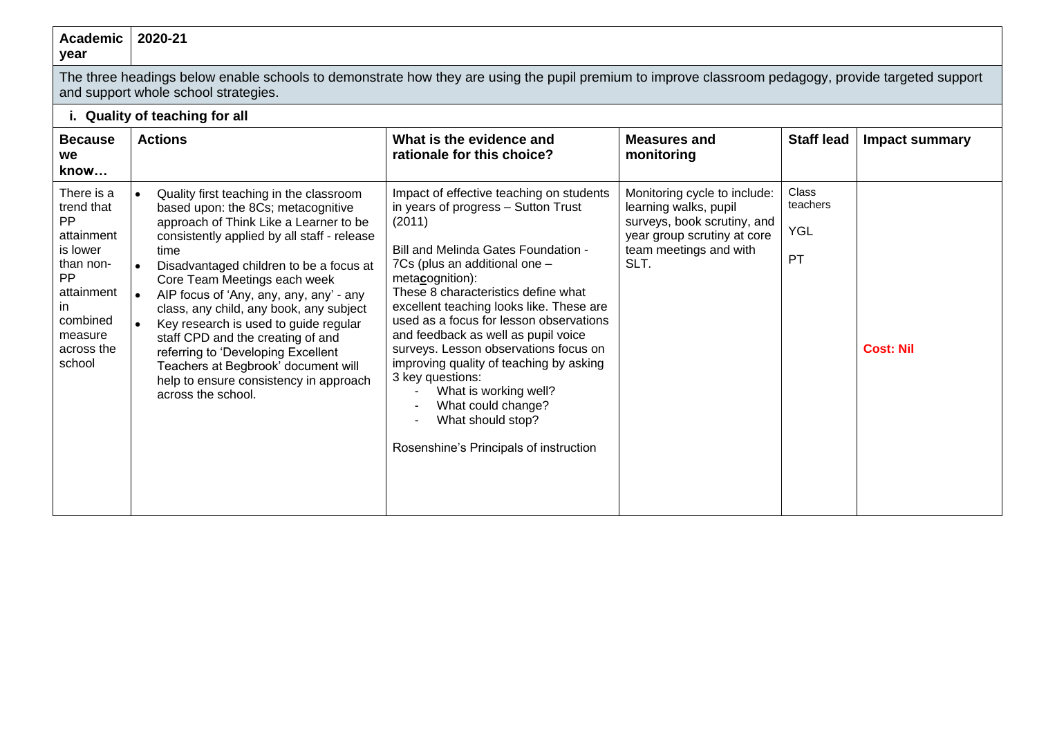| **Academic year** | **2020-21** | | | | |
|---|---|---|---|---|---|
| The three headings below enable schools to demonstrate how they are using the pupil premium to improve classroom pedagogy, provide targeted support and support whole school strategies. | | | | | |
| **i. Quality of teaching for all** | | | | | |
| **Because we know…** | **Actions** | **What is the evidence and rationale for this choice?** | **Measures and monitoring** | **Staff lead** | **Impact summary** |
| There is a trend that PP attainment is lower than non-PP attainment in combined measure across the school | • Quality first teaching in the classroom based upon: the 8Cs; metacognitive approach of Think Like a Learner to be consistently applied by all staff - release time<br>• Disadvantaged children to be a focus at Core Team Meetings each week<br>• AIP focus of 'Any, any, any, any' - any class, any child, any book, any subject<br>• Key research is used to guide regular staff CPD and the creating of and referring to 'Developing Excellent Teachers at Begbrook' document will help to ensure consistency in approach across the school. | Impact of effective teaching on students in years of progress – Sutton Trust (2011)<br><br>Bill and Melinda Gates Foundation - 7Cs (plus an additional one – meta**c**ognition):<br>These 8 characteristics define what excellent teaching looks like. These are used as a focus for lesson observations and feedback as well as pupil voice surveys. Lesson observations focus on improving quality of teaching by asking 3 key questions:<br>- What is working well?<br>- What could change?<br>- What should stop?<br><br>Rosenshine's Principals of instruction | Monitoring cycle to include: learning walks, pupil surveys, book scrutiny, and year group scrutiny at core team meetings and with SLT. | Class teachers<br><br>YGL<br><br>PT | **Cost: Nil** |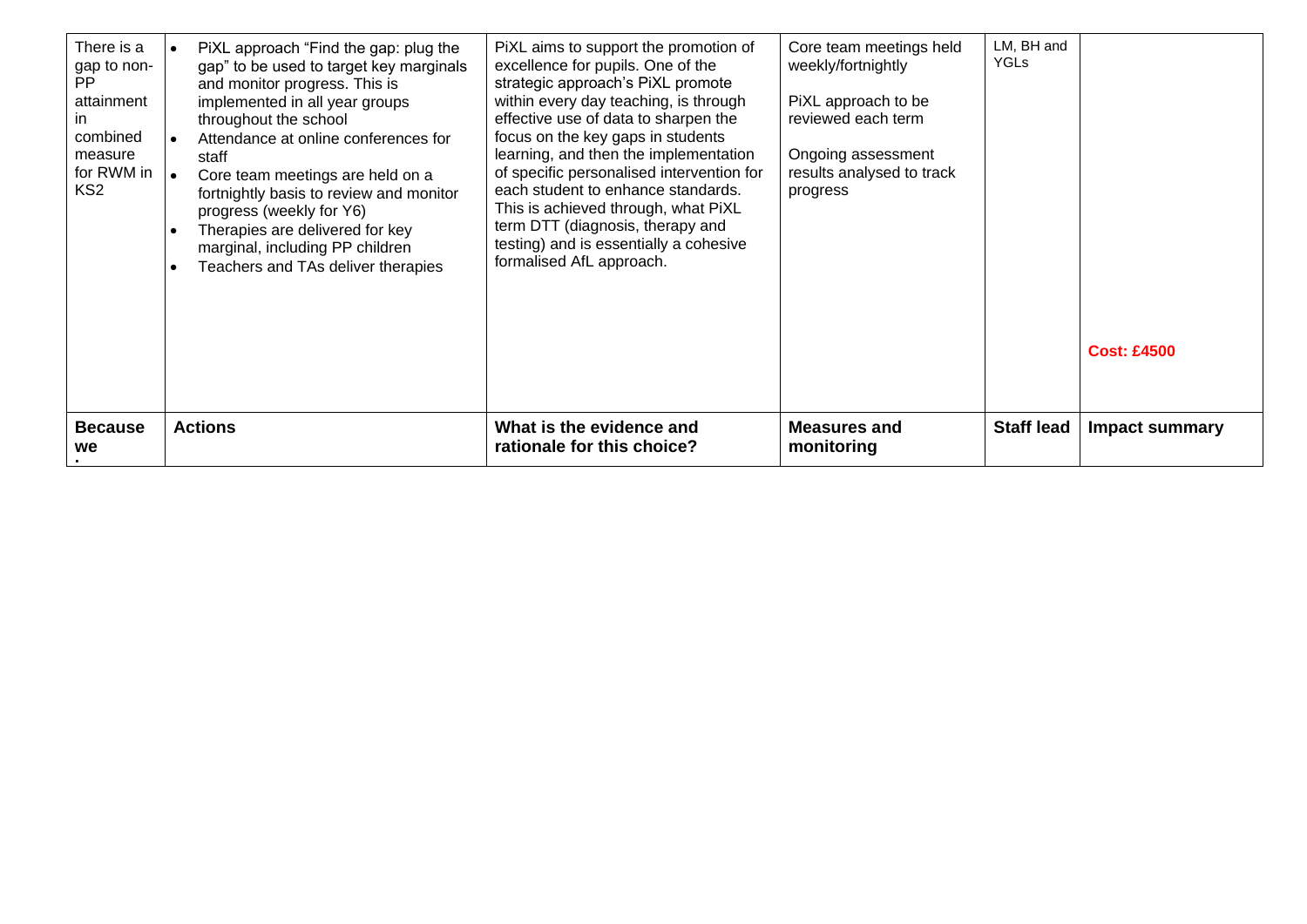| There is a gap to non-PP attainment in combined measure for RWM in KS2 | <ul><li>PiXL approach "Find the gap: plug the gap" to be used to target key marginals and monitor progress. This is implemented in all year groups throughout the school</li><li>Attendance at online conferences for staff</li><li>Core team meetings are held on a fortnightly basis to review and monitor progress (weekly for Y6)</li><li>Therapies are delivered for key marginal, including PP children</li><li>Teachers and TAs deliver therapies</li></ul> | PiXL aims to support the promotion of excellence for pupils. One of the strategic approach's PiXL promote within every day teaching, is through effective use of data to sharpen the focus on the key gaps in students learning, and then the implementation of specific personalised intervention for each student to enhance standards. This is achieved through, what PiXL term DTT (diagnosis, therapy and testing) and is essentially a cohesive formalised AfL approach. | Core team meetings held weekly/fortnightly<br><br>PiXL approach to be reviewed each term<br><br>Ongoing assessment results analysed to track progress | LM, BH and YGLs | **Cost: £4500** |
|---|---|---|---|---|---|
| **Because we** | **Actions** | **What is the evidence and rationale for this choice?** | **Measures and monitoring** | **Staff lead** | **Impact summary** |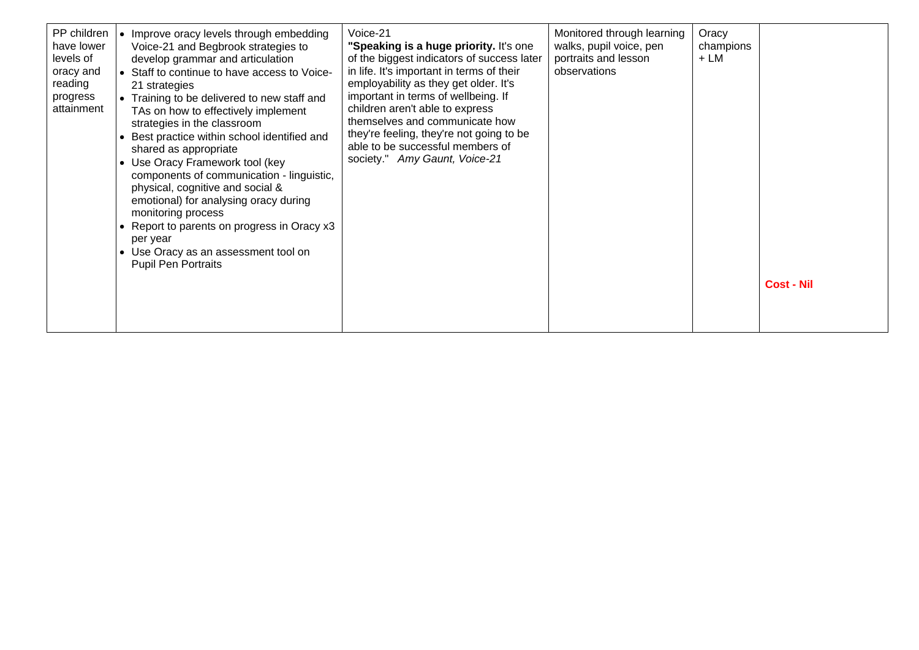| | | | | | |
|---|---|---|---|---|---|
| PP children have lower levels of oracy and reading progress attainment | • Improve oracy levels through embedding Voice-21 and Begbrook strategies to develop grammar and articulation<br>• Staff to continue to have access to Voice-21 strategies<br>• Training to be delivered to new staff and TAs on how to effectively implement strategies in the classroom<br>• Best practice within school identified and shared as appropriate<br>• Use Oracy Framework tool (key components of communication - linguistic, physical, cognitive and social & emotional) for analysing oracy during monitoring process<br>• Report to parents on progress in Oracy x3 per year<br>• Use Oracy as an assessment tool on Pupil Pen Portraits | Voice-21<br>**"Speaking is a huge priority.** It's one of the biggest indicators of success later in life. It's important in terms of their employability as they get older. It's important in terms of wellbeing. If children aren't able to express themselves and communicate how they're feeling, they're not going to be able to be successful members of society." *Amy Gaunt, Voice-21* | Monitored through learning walks, pupil voice, pen portraits and lesson observations | Oracy champions + LM | **Cost - Nil** |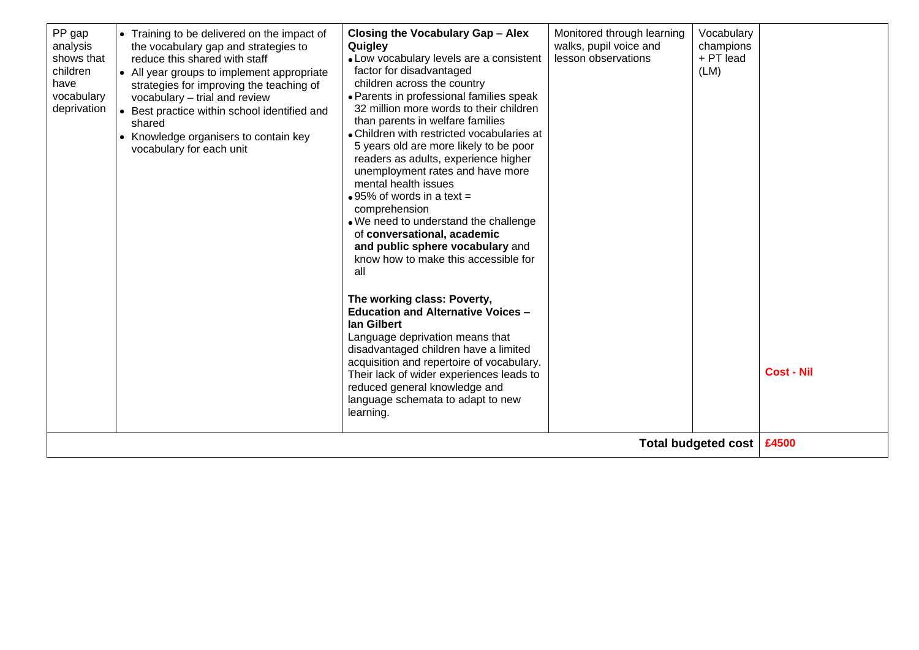| | | | | | |
|---|---|---|---|---|---|
| PP gap analysis shows that children have vocabulary deprivation | • Training to be delivered on the impact of the vocabulary gap and strategies to reduce this shared with staff<br>• All year groups to implement appropriate strategies for improving the teaching of vocabulary – trial and review<br>• Best practice within school identified and shared<br>• Knowledge organisers to contain key vocabulary for each unit | **Closing the Vocabulary Gap – Alex Quigley**<br>• Low vocabulary levels are a consistent factor for disadvantaged children across the country<br>• Parents in professional families speak 32 million more words to their children than parents in welfare families<br>• Children with restricted vocabularies at 5 years old are more likely to be poor readers as adults, experience higher unemployment rates and have more mental health issues<br>• 95% of words in a text = comprehension<br>• We need to understand the challenge of **conversational, academic and public sphere vocabulary** and know how to make this accessible for all<br><br>**The working class: Poverty, Education and Alternative Voices – Ian Gilbert**<br>Language deprivation means that disadvantaged children have a limited acquisition and repertoire of vocabulary. Their lack of wider experiences leads to reduced general knowledge and language schemata to adapt to new learning. | Monitored through learning walks, pupil voice and lesson observations | Vocabulary champions + PT lead (LM) | **Cost - Nil** |
| | | | | **Total budgeted cost** | **£4500** |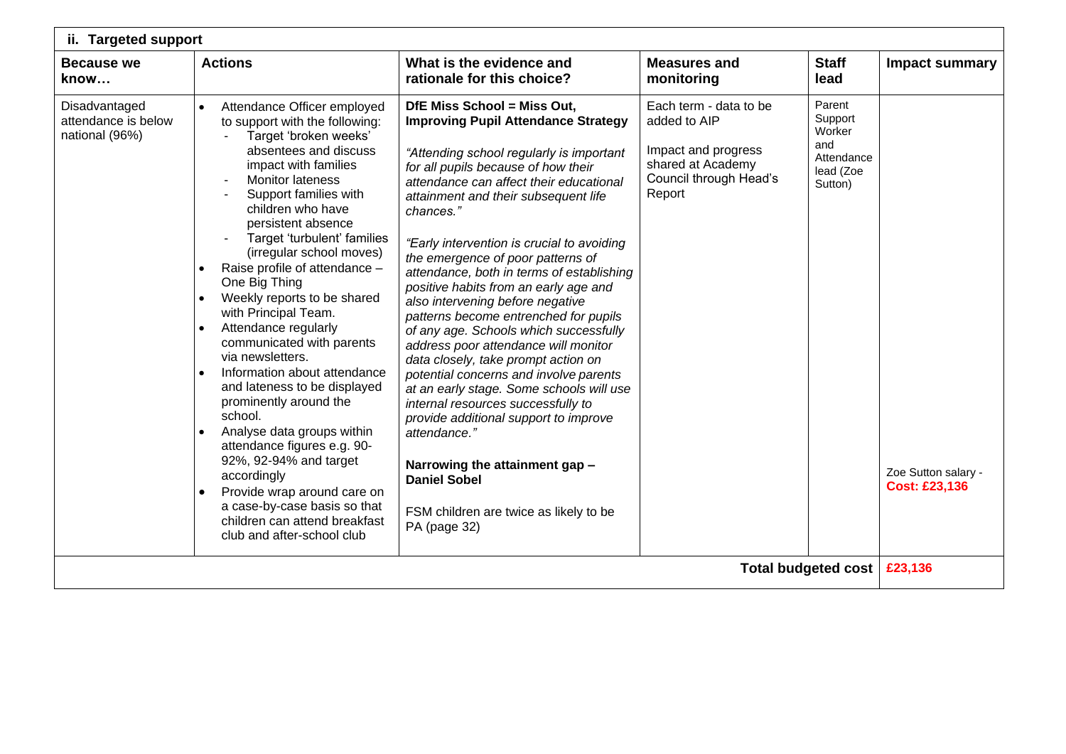| ii. Targeted support | | | | | |
|---|---|---|---|---|---|
| **Because we know…** | **Actions** | **What is the evidence and rationale for this choice?** | **Measures and monitoring** | **Staff lead** | **Impact summary** |
| Disadvantaged attendance is below national (96%) | • Attendance Officer employed to support with the following:<br>- Target 'broken weeks' absentees and discuss impact with families<br>- Monitor lateness<br>- Support families with children who have persistent absence<br>- Target 'turbulent' families (irregular school moves)<br>• Raise profile of attendance – One Big Thing<br>• Weekly reports to be shared with Principal Team.<br>• Attendance regularly communicated with parents via newsletters.<br>• Information about attendance and lateness to be displayed prominently around the school.<br>• Analyse data groups within attendance figures e.g. 90-92%, 92-94% and target accordingly<br>• Provide wrap around care on a case-by-case basis so that children can attend breakfast club and after-school club | **DfE Miss School = Miss Out, Improving Pupil Attendance Strategy**<br><br>*"Attending school regularly is important for all pupils because of how their attendance can affect their educational attainment and their subsequent life chances."*<br><br>*"Early intervention is crucial to avoiding the emergence of poor patterns of attendance, both in terms of establishing positive habits from an early age and also intervening before negative patterns become entrenched for pupils of any age. Schools which successfully address poor attendance will monitor data closely, take prompt action on potential concerns and involve parents at an early stage. Some schools will use internal resources successfully to provide additional support to improve attendance."*<br><br>**Narrowing the attainment gap – Daniel Sobel**<br><br>FSM children are twice as likely to be PA (page 32) | Each term - data to be added to AIP<br><br>Impact and progress shared at Academy Council through Head's Report | Parent Support Worker and Attendance lead (Zoe Sutton) | Zoe Sutton salary - **Cost: £23,136** |
| | | | | **Total budgeted cost** | **£23,136** |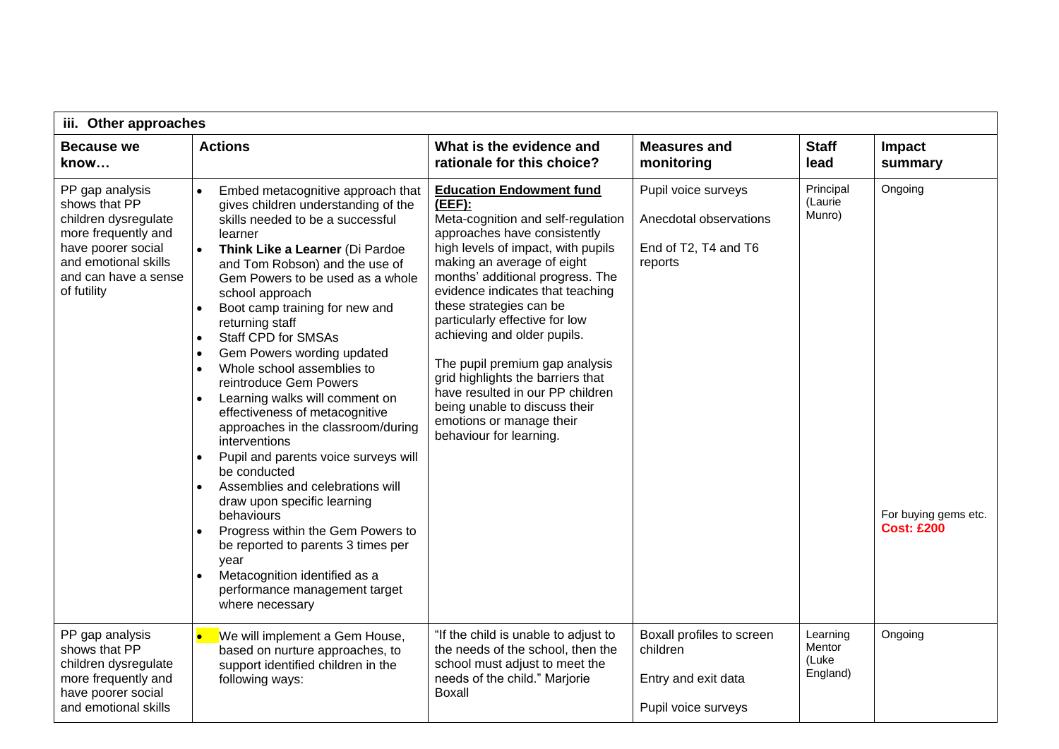| iii. Other approaches | | | | | |
|---|---|---|---|---|---|
| **Because we know…** | **Actions** | **What is the evidence and rationale for this choice?** | **Measures and monitoring** | **Staff lead** | **Impact summary** |
| PP gap analysis shows that PP children dysregulate more frequently and have poorer social and emotional skills and can have a sense of futility | • Embed metacognitive approach that gives children understanding of the skills needed to be a successful learner<br>• **Think Like a Learner** (Di Pardoe and Tom Robson) and the use of Gem Powers to be used as a whole school approach<br>• Boot camp training for new and returning staff<br>• Staff CPD for SMSAs<br>• Gem Powers wording updated<br>• Whole school assemblies to reintroduce Gem Powers<br>• Learning walks will comment on effectiveness of metacognitive approaches in the classroom/during interventions<br>• Pupil and parents voice surveys will be conducted<br>• Assemblies and celebrations will draw upon specific learning behaviours<br>• Progress within the Gem Powers to be reported to parents 3 times per year<br>• Metacognition identified as a performance management target where necessary | **Education Endowment fund (EEF):**<br>Meta-cognition and self-regulation approaches have consistently high levels of impact, with pupils making an average of eight months' additional progress. The evidence indicates that teaching these strategies can be particularly effective for low achieving and older pupils.<br><br>The pupil premium gap analysis grid highlights the barriers that have resulted in our PP children being unable to discuss their emotions or manage their behaviour for learning. | Pupil voice surveys<br><br>Anecdotal observations<br><br>End of T2, T4 and T6 reports | Principal (Laurie Munro) | Ongoing<br><br>For buying gems etc. **Cost: £200** |
| PP gap analysis shows that PP children dysregulate more frequently and have poorer social and emotional skills | • We will implement a Gem House, based on nurture approaches, to support identified children in the following ways: | "If the child is unable to adjust to the needs of the school, then the school must adjust to meet the needs of the child." Marjorie Boxall | Boxall profiles to screen children<br><br>Entry and exit data<br><br>Pupil voice surveys | Learning Mentor (Luke England) | Ongoing |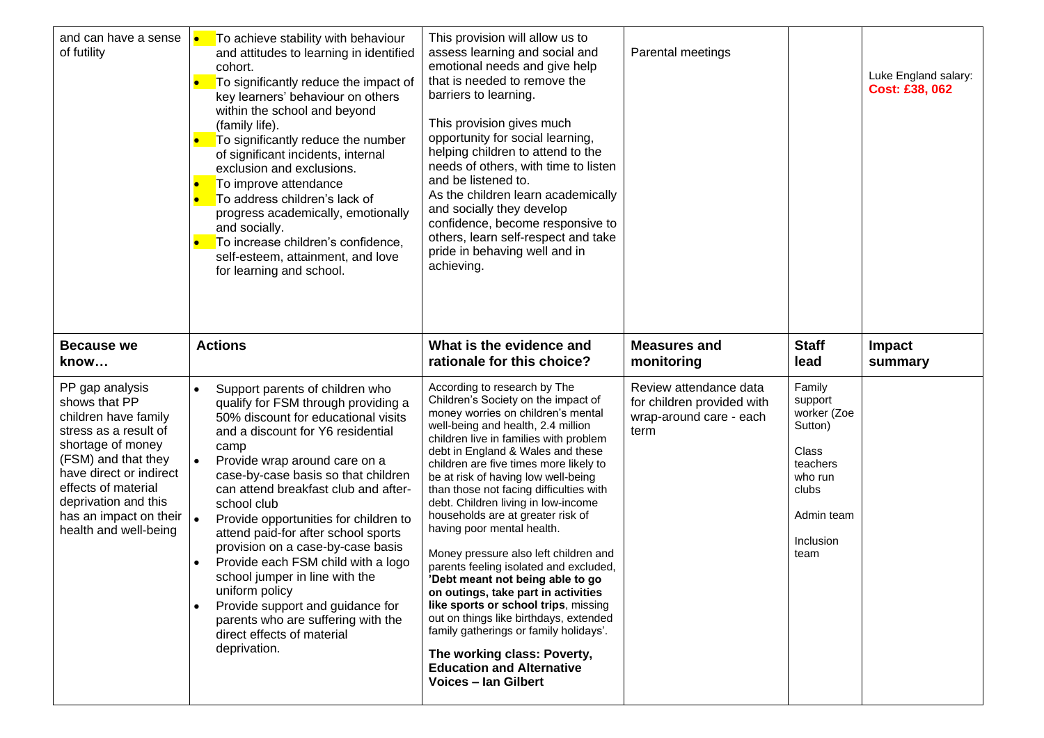| and can have a sense of futility | • To achieve stability with behaviour and attitudes to learning in identified cohort.<br>• To significantly reduce the impact of key learners' behaviour on others within the school and beyond (family life).<br>• To significantly reduce the number of significant incidents, internal exclusion and exclusions.<br>• To improve attendance<br>• To address children's lack of progress academically, emotionally and socially.<br>• To increase children's confidence, self-esteem, attainment, and love for learning and school. | This provision will allow us to assess learning and social and emotional needs and give help that is needed to remove the barriers to learning.<br><br>This provision gives much opportunity for social learning, helping children to attend to the needs of others, with time to listen and be listened to.<br>As the children learn academically and socially they develop confidence, become responsive to others, learn self-respect and take pride in behaving well and in achieving. | Parental meetings | | Luke England salary: **Cost: £38, 062** |
|---|---|---|---|---|---|
| **Because we know…** | **Actions** | **What is the evidence and rationale for this choice?** | **Measures and monitoring** | **Staff lead** | **Impact summary** |
| PP gap analysis shows that PP children have family stress as a result of shortage of money (FSM) and that they have direct or indirect effects of material deprivation and this has an impact on their health and well-being | • Support parents of children who qualify for FSM through providing a 50% discount for educational visits and a discount for Y6 residential camp<br>• Provide wrap around care on a case-by-case basis so that children can attend breakfast club and after-school club<br>• Provide opportunities for children to attend paid-for after school sports provision on a case-by-case basis<br>• Provide each FSM child with a logo school jumper in line with the uniform policy<br>• Provide support and guidance for parents who are suffering with the direct effects of material deprivation. | According to research by The Children's Society on the impact of money worries on children's mental well-being and health, 2.4 million children live in families with problem debt in England & Wales and these children are five times more likely to be at risk of having low well-being than those not facing difficulties with debt. Children living in low-income households are at greater risk of having poor mental health.<br><br>Money pressure also left children and parents feeling isolated and excluded, '**Debt meant not being able to go on outings, take part in activities like sports or school trips**, missing out on things like birthdays, extended family gatherings or family holidays'.<br><br>**The working class: Poverty, Education and Alternative Voices – Ian Gilbert** | Review attendance data for children provided with wrap-around care - each term | Family support worker (Zoe Sutton)<br><br>Class teachers who run clubs<br><br>Admin team<br><br>Inclusion team | |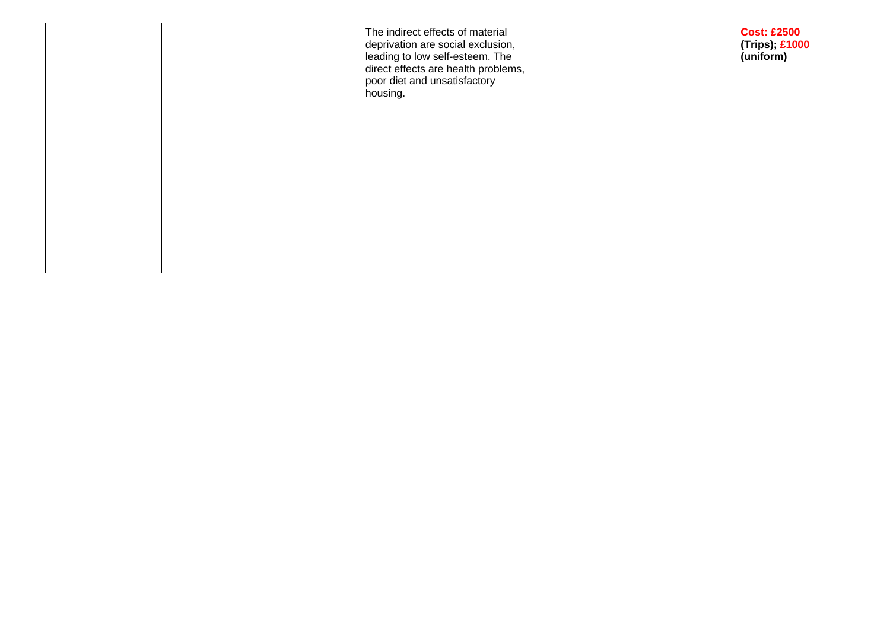| | | | | | |
|---|---|---|---|---|---|
| | | The indirect effects of material deprivation are social exclusion, leading to low self-esteem. The direct effects are health problems, poor diet and unsatisfactory housing. | | | **Cost: £2500 (Trips); £1000 (uniform)** |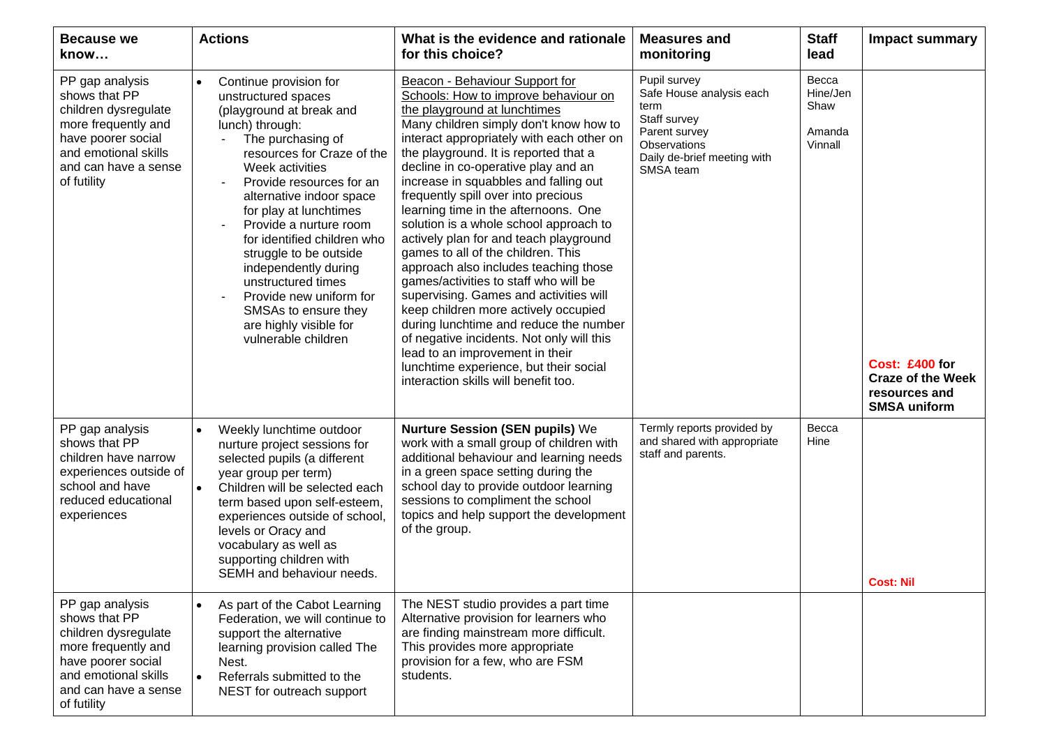| Because we know… | Actions | What is the evidence and rationale for this choice? | Measures and monitoring | Staff lead | Impact summary |
|---|---|---|---|---|---|
| PP gap analysis shows that PP children dysregulate more frequently and have poorer social and emotional skills and can have a sense of futility | • Continue provision for unstructured spaces (playground at break and lunch) through:<br>- The purchasing of resources for Craze of the Week activities<br>- Provide resources for an alternative indoor space for play at lunchtimes<br>- Provide a nurture room for identified children who struggle to be outside independently during unstructured times<br>- Provide new uniform for SMSAs to ensure they are highly visible for vulnerable children | Beacon - Behaviour Support for Schools: How to improve behaviour on the playground at lunchtimes<br>Many children simply don't know how to interact appropriately with each other on the playground. It is reported that a decline in co-operative play and an increase in squabbles and falling out frequently spill over into precious learning time in the afternoons. One solution is a whole school approach to actively plan for and teach playground games to all of the children. This approach also includes teaching those games/activities to staff who will be supervising. Games and activities will keep children more actively occupied during lunchtime and reduce the number of negative incidents. Not only will this lead to an improvement in their lunchtime experience, but their social interaction skills will benefit too. | Pupil survey<br>Safe House analysis each term<br>Staff survey<br>Parent survey<br>Observations<br>Daily de-brief meeting with SMSA team | Becca Hine/Jen Shaw<br><br>Amanda Vinnall | **Cost: £400 for Craze of the Week resources and SMSA uniform** |
| PP gap analysis shows that PP children have narrow experiences outside of school and have reduced educational experiences | • Weekly lunchtime outdoor nurture project sessions for selected pupils (a different year group per term)<br>• Children will be selected each term based upon self-esteem, experiences outside of school, levels or Oracy and vocabulary as well as supporting children with SEMH and behaviour needs. | **Nurture Session (SEN pupils)** We work with a small group of children with additional behaviour and learning needs in a green space setting during the school day to provide outdoor learning sessions to compliment the school topics and help support the development of the group. | Termly reports provided by and shared with appropriate staff and parents. | Becca Hine | **Cost: Nil** |
| PP gap analysis shows that PP children dysregulate more frequently and have poorer social and emotional skills and can have a sense of futility | • As part of the Cabot Learning Federation, we will continue to support the alternative learning provision called The Nest.<br>• Referrals submitted to the NEST for outreach support | The NEST studio provides a part time Alternative provision for learners who are finding mainstream more difficult. This provides more appropriate provision for a few, who are FSM students. | | | |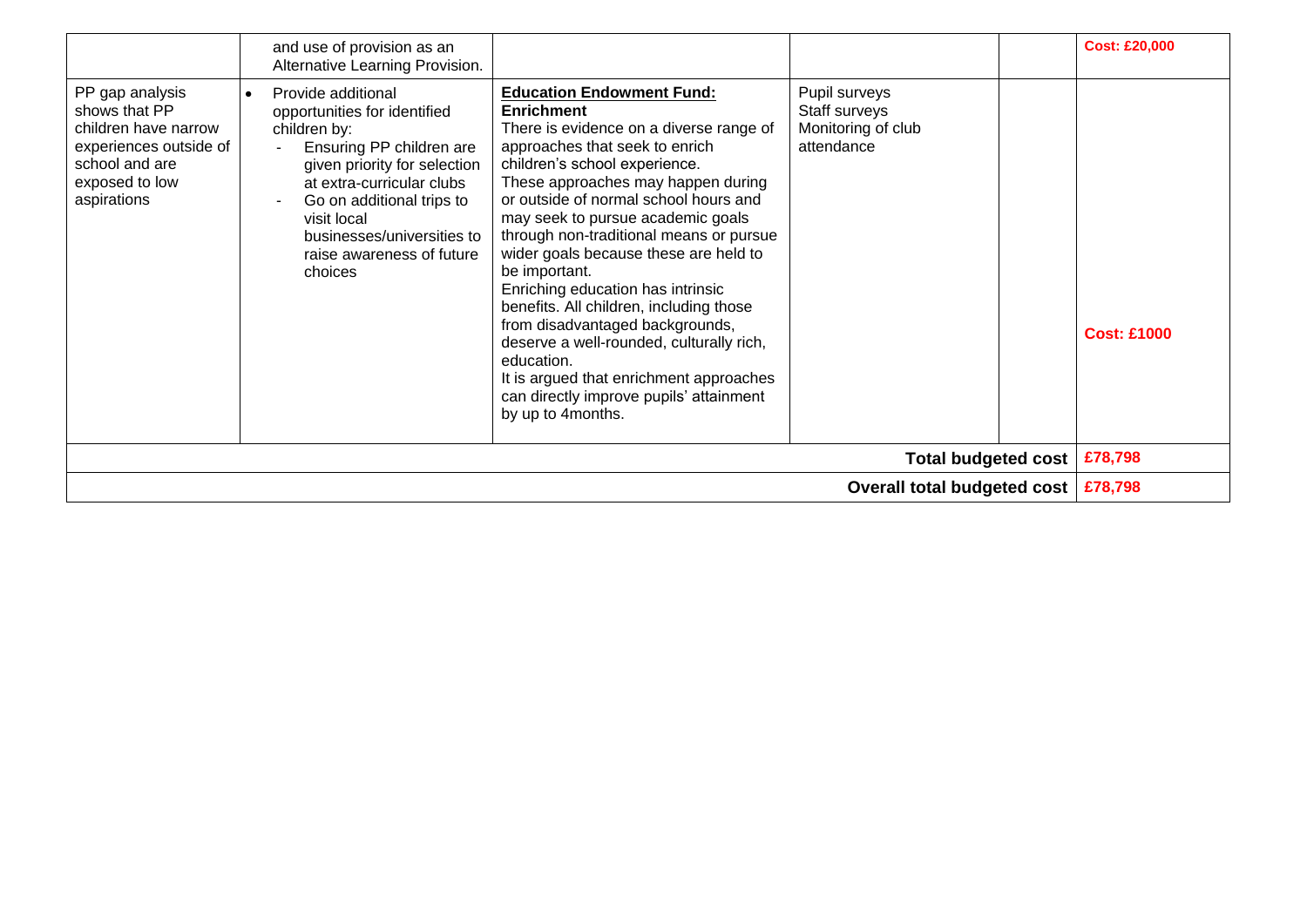| | | | | | |
|---|---|---|---|---|---|
| | and use of provision as an Alternative Learning Provision. | | | | **Cost: £20,000** |
| PP gap analysis shows that PP children have narrow experiences outside of school and are exposed to low aspirations | • Provide additional opportunities for identified children by:<br>- Ensuring PP children are given priority for selection at extra-curricular clubs<br>- Go on additional trips to visit local businesses/universities to raise awareness of future choices | **Education Endowment Fund: Enrichment**<br>There is evidence on a diverse range of approaches that seek to enrich children's school experience.<br>These approaches may happen during or outside of normal school hours and may seek to pursue academic goals through non-traditional means or pursue wider goals because these are held to be important.<br>Enriching education has intrinsic benefits. All children, including those from disadvantaged backgrounds, deserve a well-rounded, culturally rich, education.<br>It is argued that enrichment approaches can directly improve pupils' attainment by up to 4months. | Pupil surveys<br>Staff surveys<br>Monitoring of club attendance | | **Cost: £1000** |
| | | | | **Total budgeted cost** | **£78,798** |
| | | | | **Overall total budgeted cost** | **£78,798** |